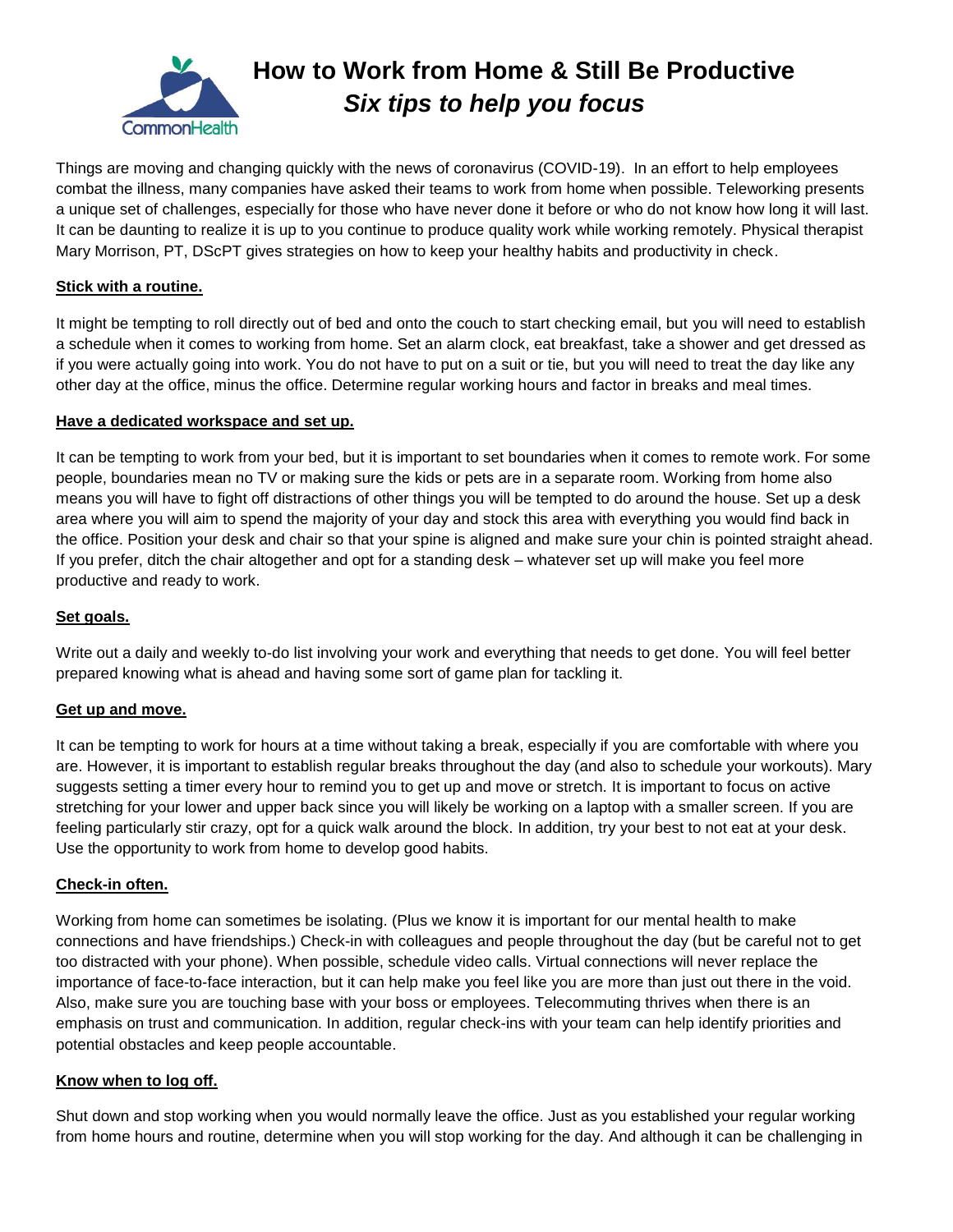# How to Work from Home & Still Be Productive

## *Six tips to help you focus*

Things are moving and changing quickly with the news of coronavirus (COVID-19). In an effort to help employees combat the illness, many companies have asked their teams to work from home when possible. Teleworking presents a unique set of challenges, especially for those who have never done it before or who do not know how long it will last. It can be daunting to realize it is up to you continue to produce quality work while working remotely. Physical therapist Mary Morrison, PT, DScPT gives strategies on how to keep your healthy habits and productivity in check.

**Stick with a routine.**

It might be tempting to roll directly out of bed and onto the couch to start checking email, but you will need to establish a schedule when it comes to working from home. Set an alarm clock, eat breakfast, take a shower and get dressed as if you were actually going into work. You do not have to put on a suit or tie, but you will need to treat the day like any other day at the office, minus the office. Determine regular working hours and factor in breaks and meal times.

**Have a dedicated workspace and set up.**

It can be tempting to work from your bed, but it is important to set boundaries when it comes to remote work. For some people, boundaries mean no TV or making sure the kids or pets are in a separate room. Working from home also means you will have to fight off distractions of other things you will be tempted to do around the house. Set up a desk area where you will aim to spend the majority of your day and stock this area with everything you would find back in the office. Position your desk and chair so that your spine is aligned and make sure your chin is pointed straight ahead. If you prefer, ditch the chair altogether and opt for a standing desk – whatever set up will make you feel more productive and ready to work.

**Set goals.**

Write out a daily and weekly to-do list involving your work and everything that needs to get done. You will feel better prepared knowing what is ahead and having some sort of game plan for tackling it.

**Get up and move.**

It can be tempting to work for hours at a time without taking a break, especially if you are comfortable with where you are. However, it is important to establish regular breaks throughout the day (and also to schedule your workouts). Mary suggests setting a timer every hour to remind you to get up and move or stretch. It is important to focus on active stretching for your lower and upper back since you will likely be working on a laptop with a smaller screen. If you are feeling particularly stir crazy, opt for a quick walk around the block. In addition, try your best to not eat at your desk. Use the opportunity to work from home to develop good habits.

**Check-in often.**

Working from home can sometimes be isolating. (Plus we know it is important for our mental health to make connections and have friendships.) Check-in with colleagues and people throughout the day (but be careful not to get too distracted with your phone). When possible, schedule video calls. Virtual connections will never replace the importance of face-to-face interaction, but it can help make you feel like you are more than just out there in the void. Also, make sure you are touching base with your boss or employees. Telecommuting thrives when there is an emphasis on trust and communication. In addition, regular check-ins with your team can help identify priorities and potential obstacles and keep people accountable.

**Know when to log off.**

Shut down and stop working when you would normally leave the office. Just as you established your regular working from home hours and routine, determine when you will stop working for the day. And although it can be challenging in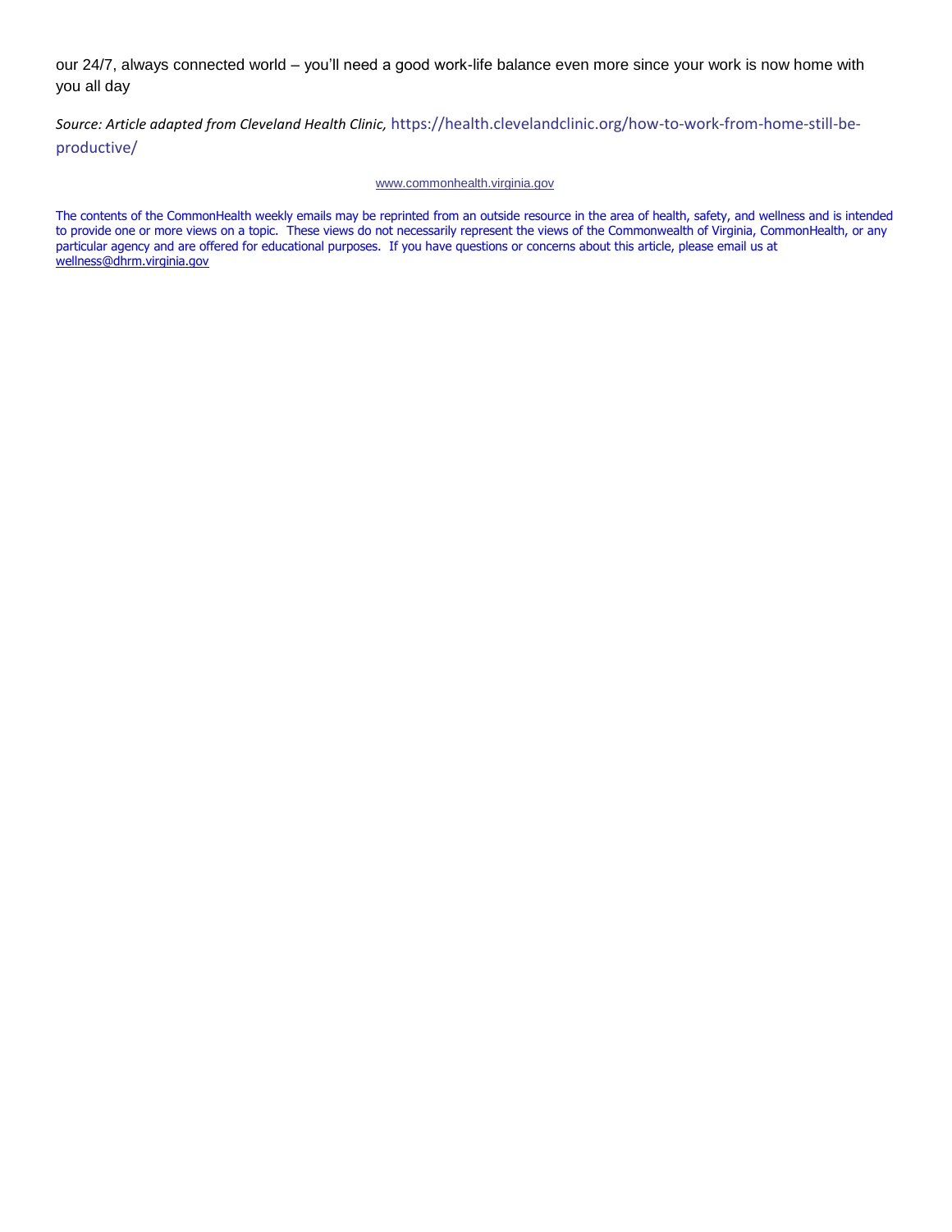our 24/7, always connected world – you'll need a good work-life balance even more since your work is now home with you all day

*Source: Article adapted from Cleveland Health Clinic,* https://health.clevelandclinic.org/how-to-work-from-home-still-be-productive/

www.commonhealth.virginia.gov

The contents of the CommonHealth weekly emails may be reprinted from an outside resource in the area of health, safety, and wellness and is intended to provide one or more views on a topic. These views do not necessarily represent the views of the Commonwealth of Virginia, CommonHealth, or any particular agency and are offered for educational purposes. If you have questions or concerns about this article, please email us at wellness@dhrm.virginia.gov